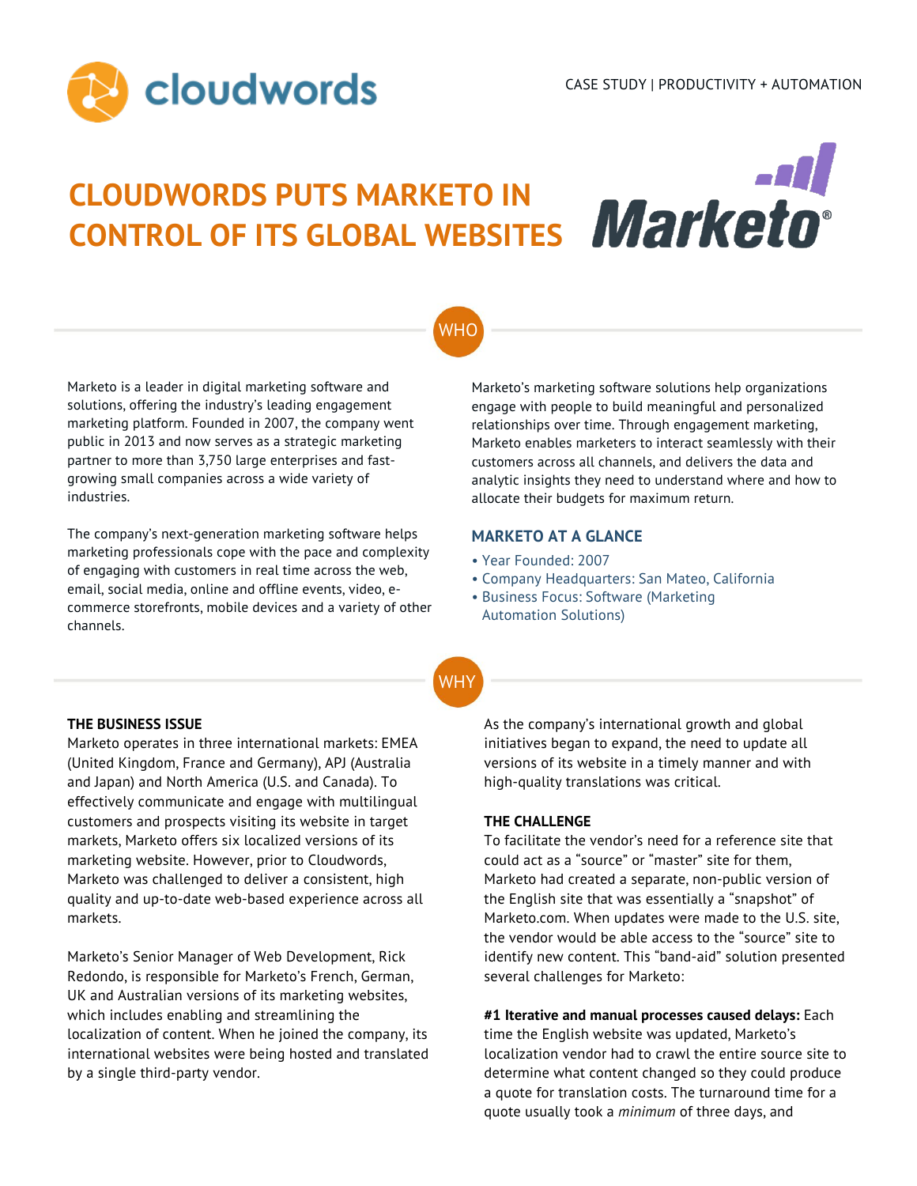cloudwords

CASE STUDY | PRODUCTIVITY + AUTOMATION

# CLOUDWORDS PUTS MARKETO IN CONTROL OF ITS GLOBAL WEBSITES

Marketo

## WHO

Marketo is a leader in digital marketing software and solutions, offering the industry's leading engagement marketing platform. Founded in 2007, the company went public in 2013 and now serves as a strategic marketing partner to more than 3,750 large enterprises and fast-growing small companies across a wide variety of industries.

The company's next-generation marketing software helps marketing professionals cope with the pace and complexity of engaging with customers in real time across the web, email, social media, online and offline events, video, e-commerce storefronts, mobile devices and a variety of other channels.

Marketo's marketing software solutions help organizations engage with people to build meaningful and personalized relationships over time. Through engagement marketing, Marketo enables marketers to interact seamlessly with their customers across all channels, and delivers the data and analytic insights they need to understand where and how to allocate their budgets for maximum return.

### MARKETO AT A GLANCE

- Year Founded: 2007
- Company Headquarters: San Mateo, California
- Business Focus: Software (Marketing Automation Solutions)

## WHY

### THE BUSINESS ISSUE

Marketo operates in three international markets: EMEA (United Kingdom, France and Germany), APJ (Australia and Japan) and North America (U.S. and Canada). To effectively communicate and engage with multilingual customers and prospects visiting its website in target markets, Marketo offers six localized versions of its marketing website. However, prior to Cloudwords, Marketo was challenged to deliver a consistent, high quality and up-to-date web-based experience across all markets.

Marketo's Senior Manager of Web Development, Rick Redondo, is responsible for Marketo's French, German, UK and Australian versions of its marketing websites, which includes enabling and streamlining the localization of content. When he joined the company, its international websites were being hosted and translated by a single third-party vendor.

As the company's international growth and global initiatives began to expand, the need to update all versions of its website in a timely manner and with high-quality translations was critical.

### THE CHALLENGE

To facilitate the vendor's need for a reference site that could act as a "source" or "master" site for them, Marketo had created a separate, non-public version of the English site that was essentially a "snapshot" of Marketo.com. When updates were made to the U.S. site, the vendor would be able access to the "source" site to identify new content. This "band-aid" solution presented several challenges for Marketo:

**#1 Iterative and manual processes caused delays:** Each time the English website was updated, Marketo's localization vendor had to crawl the entire source site to determine what content changed so they could produce a quote for translation costs. The turnaround time for a quote usually took a *minimum* of three days, and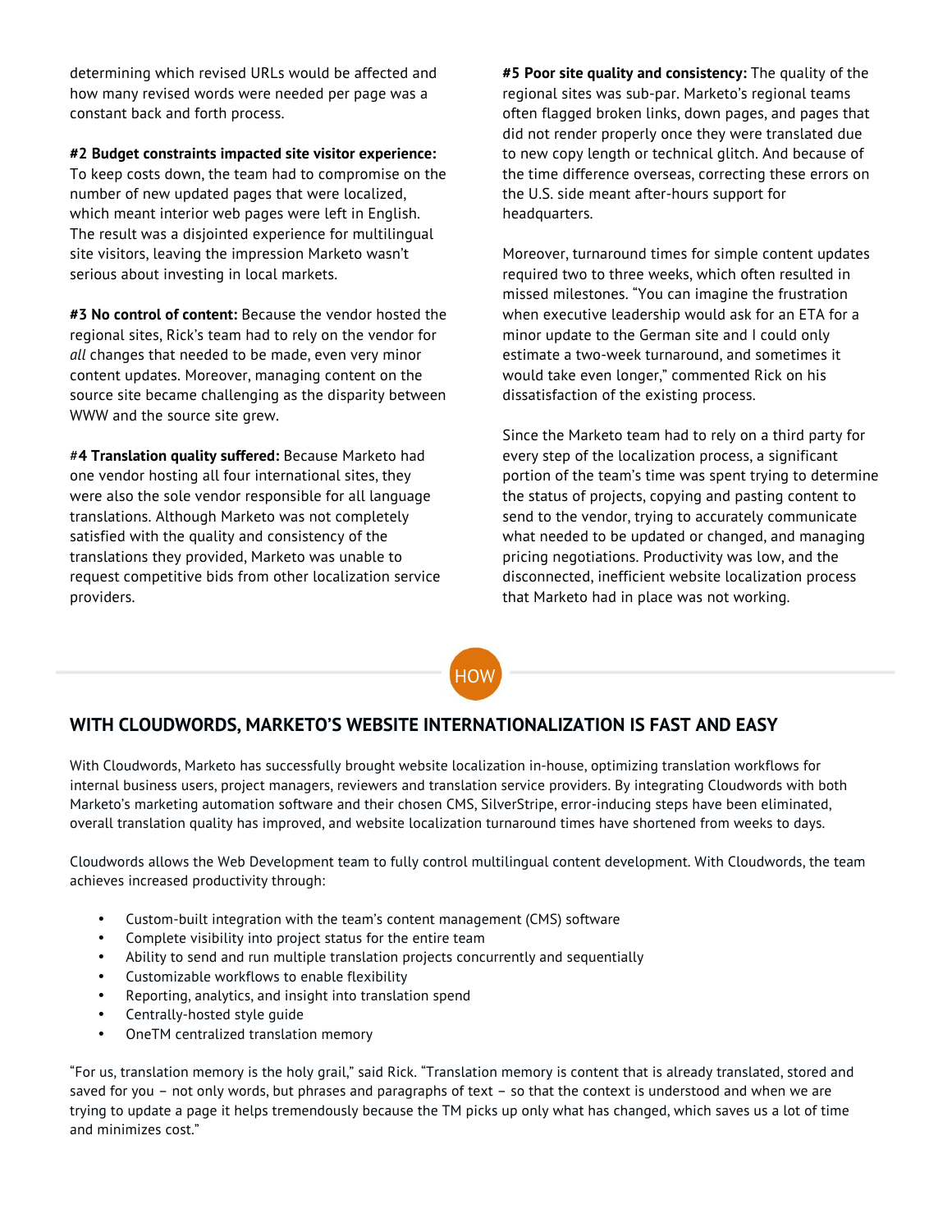determining which revised URLs would be affected and how many revised words were needed per page was a constant back and forth process.

**#2 Budget constraints impacted site visitor experience:** To keep costs down, the team had to compromise on the number of new updated pages that were localized, which meant interior web pages were left in English. The result was a disjointed experience for multilingual site visitors, leaving the impression Marketo wasn't serious about investing in local markets.

**#3 No control of content:** Because the vendor hosted the regional sites, Rick's team had to rely on the vendor for *all* changes that needed to be made, even very minor content updates. Moreover, managing content on the source site became challenging as the disparity between WWW and the source site grew.

#**4 Translation quality suffered:** Because Marketo had one vendor hosting all four international sites, they were also the sole vendor responsible for all language translations. Although Marketo was not completely satisfied with the quality and consistency of the translations they provided, Marketo was unable to request competitive bids from other localization service providers.

**#5 Poor site quality and consistency:** The quality of the regional sites was sub-par. Marketo's regional teams often flagged broken links, down pages, and pages that did not render properly once they were translated due to new copy length or technical glitch. And because of the time difference overseas, correcting these errors on the U.S. side meant after-hours support for headquarters.

Moreover, turnaround times for simple content updates required two to three weeks, which often resulted in missed milestones. "You can imagine the frustration when executive leadership would ask for an ETA for a minor update to the German site and I could only estimate a two-week turnaround, and sometimes it would take even longer," commented Rick on his dissatisfaction of the existing process.

Since the Marketo team had to rely on a third party for every step of the localization process, a significant portion of the team's time was spent trying to determine the status of projects, copying and pasting content to send to the vendor, trying to accurately communicate what needed to be updated or changed, and managing pricing negotiations. Productivity was low, and the disconnected, inefficient website localization process that Marketo had in place was not working.

HOW

## WITH CLOUDWORDS, MARKETO'S WEBSITE INTERNATIONALIZATION IS FAST AND EASY

With Cloudwords, Marketo has successfully brought website localization in-house, optimizing translation workflows for internal business users, project managers, reviewers and translation service providers. By integrating Cloudwords with both Marketo's marketing automation software and their chosen CMS, SilverStripe, error-inducing steps have been eliminated, overall translation quality has improved, and website localization turnaround times have shortened from weeks to days.

Cloudwords allows the Web Development team to fully control multilingual content development. With Cloudwords, the team achieves increased productivity through:

- Custom-built integration with the team's content management (CMS) software
- Complete visibility into project status for the entire team
- Ability to send and run multiple translation projects concurrently and sequentially
- Customizable workflows to enable flexibility
- Reporting, analytics, and insight into translation spend
- Centrally-hosted style guide
- OneTM centralized translation memory

"For us, translation memory is the holy grail," said Rick. "Translation memory is content that is already translated, stored and saved for you – not only words, but phrases and paragraphs of text – so that the context is understood and when we are trying to update a page it helps tremendously because the TM picks up only what has changed, which saves us a lot of time and minimizes cost."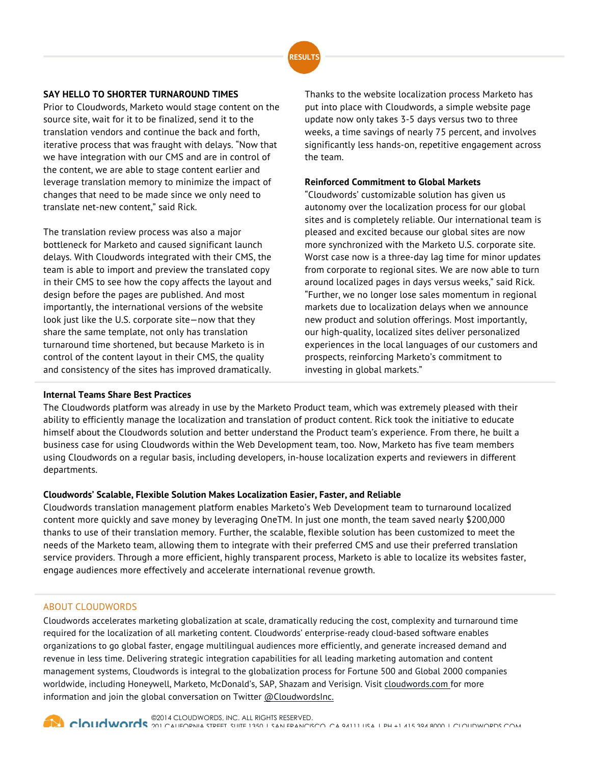## RESULTS

### SAY HELLO TO SHORTER TURNAROUND TIMES

Prior to Cloudwords, Marketo would stage content on the source site, wait for it to be finalized, send it to the translation vendors and continue the back and forth, iterative process that was fraught with delays. "Now that we have integration with our CMS and are in control of the content, we are able to stage content earlier and leverage translation memory to minimize the impact of changes that need to be made since we only need to translate net-new content," said Rick.

The translation review process was also a major bottleneck for Marketo and caused significant launch delays. With Cloudwords integrated with their CMS, the team is able to import and preview the translated copy in their CMS to see how the copy affects the layout and design before the pages are published. And most importantly, the international versions of the website look just like the U.S. corporate site—now that they share the same template, not only has translation turnaround time shortened, but because Marketo is in control of the content layout in their CMS, the quality and consistency of the sites has improved dramatically.

Thanks to the website localization process Marketo has put into place with Cloudwords, a simple website page update now only takes 3-5 days versus two to three weeks, a time savings of nearly 75 percent, and involves significantly less hands-on, repetitive engagement across the team.

### Reinforced Commitment to Global Markets

"Cloudwords' customizable solution has given us autonomy over the localization process for our global sites and is completely reliable. Our international team is pleased and excited because our global sites are now more synchronized with the Marketo U.S. corporate site. Worst case now is a three-day lag time for minor updates from corporate to regional sites. We are now able to turn around localized pages in days versus weeks," said Rick. "Further, we no longer lose sales momentum in regional markets due to localization delays when we announce new product and solution offerings. Most importantly, our high-quality, localized sites deliver personalized experiences in the local languages of our customers and prospects, reinforcing Marketo's commitment to investing in global markets."

### Internal Teams Share Best Practices

The Cloudwords platform was already in use by the Marketo Product team, which was extremely pleased with their ability to efficiently manage the localization and translation of product content. Rick took the initiative to educate himself about the Cloudwords solution and better understand the Product team's experience. From there, he built a business case for using Cloudwords within the Web Development team, too. Now, Marketo has five team members using Cloudwords on a regular basis, including developers, in-house localization experts and reviewers in different departments.

### Cloudwords' Scalable, Flexible Solution Makes Localization Easier, Faster, and Reliable

Cloudwords translation management platform enables Marketo's Web Development team to turnaround localized content more quickly and save money by leveraging OneTM. In just one month, the team saved nearly $200,000 thanks to use of their translation memory. Further, the scalable, flexible solution has been customized to meet the needs of the Marketo team, allowing them to integrate with their preferred CMS and use their preferred translation service providers. Through a more efficient, highly transparent process, Marketo is able to localize its websites faster, engage audiences more effectively and accelerate international revenue growth.

## ABOUT CLOUDWORDS

Cloudwords accelerates marketing globalization at scale, dramatically reducing the cost, complexity and turnaround time required for the localization of all marketing content. Cloudwords' enterprise-ready cloud-based software enables organizations to go global faster, engage multilingual audiences more efficiently, and generate increased demand and revenue in less time. Delivering strategic integration capabilities for all leading marketing automation and content management systems, Cloudwords is integral to the globalization process for Fortune 500 and Global 2000 companies worldwide, including Honeywell, Marketo, McDonald's, SAP, Shazam and Verisign. Visit cloudwords.com for more information and join the global conversation on Twitter @CloudwordsInc.

©2014 CLOUDWORDS, INC. ALL RIGHTS RESERVED.
201 CALIFORNIA STREET, SUITE 1350 | SAN FRANCISCO, CA 94111 USA | PH +1 415 394 8000 | CLOUDWORDS.COM